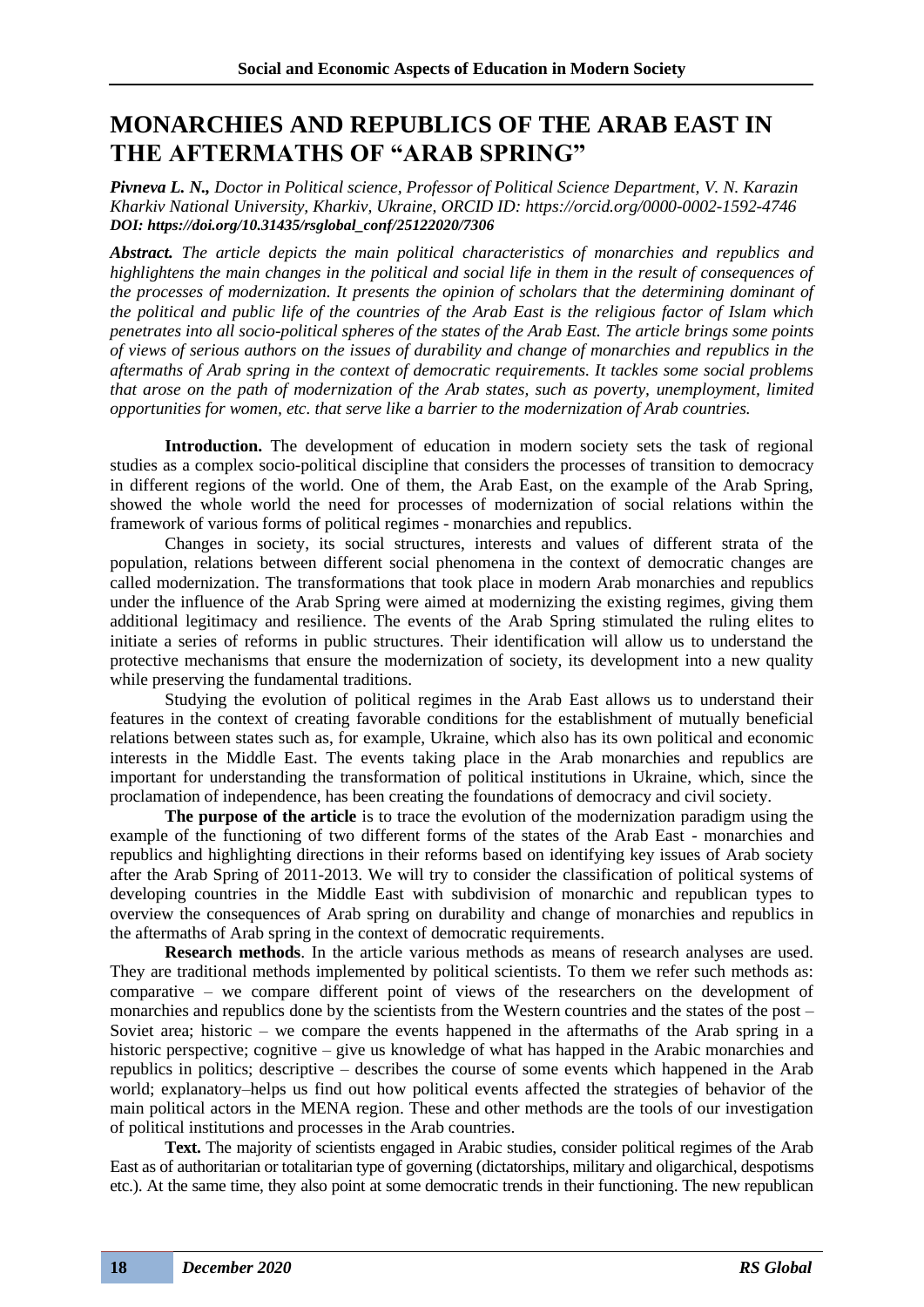# MONARCHIES AND REPUBLICS OF THE ARAB EAST IN THE AFTERMATHS OF "ARAB SPRING"

***Pivneva L. N.,*** *Doctor in Political science, Professor of Political Science Department, V. N. Karazin Kharkiv National University, Kharkiv, Ukraine, ORCID ID: https://orcid.org/0000-0002-1592-4746*
***DOI: https://doi.org/10.31435/rsglobal_conf/25122020/7306***

***Abstract.*** *The article depicts the main political characteristics of monarchies and republics and highlightens the main changes in the political and social life in them in the result of consequences of the processes of modernization. It presents the opinion of scholars that the determining dominant of the political and public life of the countries of the Arab East is the religious factor of Islam which penetrates into all socio-political spheres of the states of the Arab East. The article brings some points of views of serious authors on the issues of durability and change of monarchies and republics in the aftermaths of Arab spring in the context of democratic requirements. It tackles some social problems that arose on the path of modernization of the Arab states, such as poverty, unemployment, limited opportunities for women, etc. that serve like a barrier to the modernization of Arab countries.*

**Introduction.** The development of education in modern society sets the task of regional studies as a complex socio-political discipline that considers the processes of transition to democracy in different regions of the world. One of them, the Arab East, on the example of the Arab Spring, showed the whole world the need for processes of modernization of social relations within the framework of various forms of political regimes - monarchies and republics.

Changes in society, its social structures, interests and values of different strata of the population, relations between different social phenomena in the context of democratic changes are called modernization. The transformations that took place in modern Arab monarchies and republics under the influence of the Arab Spring were aimed at modernizing the existing regimes, giving them additional legitimacy and resilience. The events of the Arab Spring stimulated the ruling elites to initiate a series of reforms in public structures. Their identification will allow us to understand the protective mechanisms that ensure the modernization of society, its development into a new quality while preserving the fundamental traditions.

Studying the evolution of political regimes in the Arab East allows us to understand their features in the context of creating favorable conditions for the establishment of mutually beneficial relations between states such as, for example, Ukraine, which also has its own political and economic interests in the Middle East. The events taking place in the Arab monarchies and republics are important for understanding the transformation of political institutions in Ukraine, which, since the proclamation of independence, has been creating the foundations of democracy and civil society.

**The purpose of the article** is to trace the evolution of the modernization paradigm using the example of the functioning of two different forms of the states of the Arab East - monarchies and republics and highlighting directions in their reforms based on identifying key issues of Arab society after the Arab Spring of 2011-2013. We will try to consider the classification of political systems of developing countries in the Middle East with subdivision of monarchic and republican types to overview the consequences of Arab spring on durability and change of monarchies and republics in the aftermaths of Arab spring in the context of democratic requirements.

**Research methods**. In the article various methods as means of research analyses are used. They are traditional methods implemented by political scientists. To them we refer such methods as: comparative – we compare different point of views of the researchers on the development of monarchies and republics done by the scientists from the Western countries and the states of the post – Soviet area; historic – we compare the events happened in the aftermaths of the Arab spring in a historic perspective; cognitive – give us knowledge of what has happed in the Arabic monarchies and republics in politics; descriptive – describes the course of some events which happened in the Arab world; explanatory–helps us find out how political events affected the strategies of behavior of the main political actors in the MENA region. These and other methods are the tools of our investigation of political institutions and processes in the Arab countries.

**Text.** The majority of scientists engaged in Arabic studies, consider political regimes of the Arab East as of authoritarian or totalitarian type of governing (dictatorships, military and oligarchical, despotisms etc.). At the same time, they also point at some democratic trends in their functioning. The new republican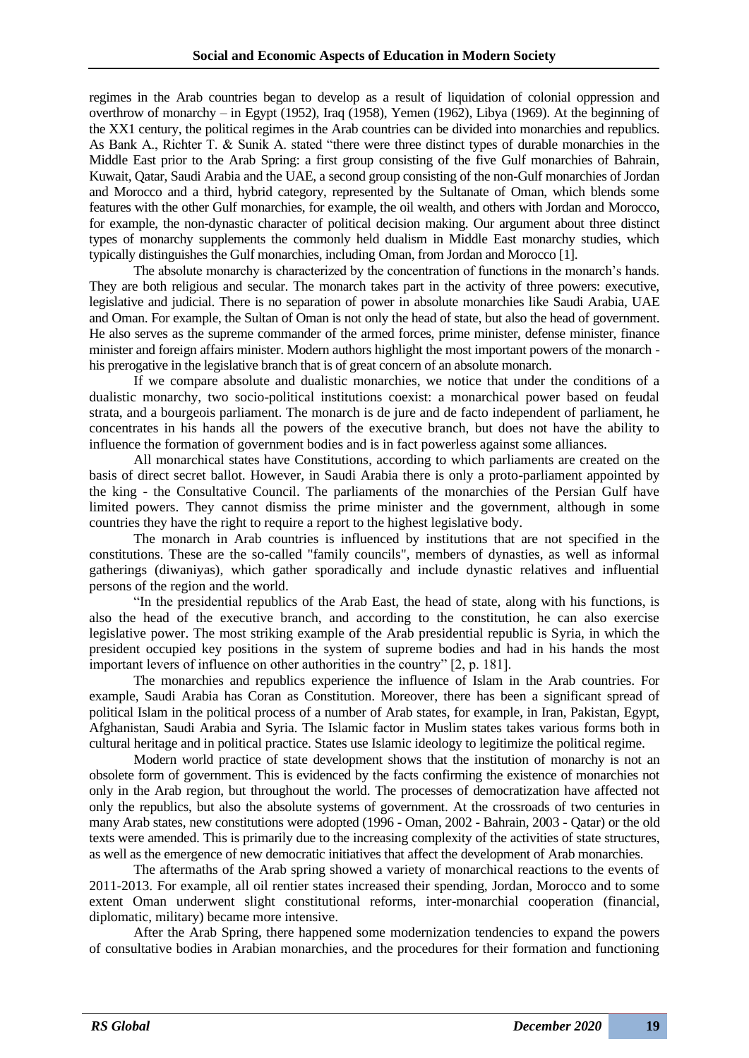regimes in the Arab countries began to develop as a result of liquidation of colonial oppression and overthrow of monarchy – in Egypt (1952), Iraq (1958), Yemen (1962), Libya (1969). At the beginning of the XX1 century, the political regimes in the Arab countries can be divided into monarchies and republics. As Bank A., Richter T. & Sunik A. stated "there were three distinct types of durable monarchies in the Middle East prior to the Arab Spring: a first group consisting of the five Gulf monarchies of Bahrain, Kuwait, Qatar, Saudi Arabia and the UAE, a second group consisting of the non-Gulf monarchies of Jordan and Morocco and a third, hybrid category, represented by the Sultanate of Oman, which blends some features with the other Gulf monarchies, for example, the oil wealth, and others with Jordan and Morocco, for example, the non-dynastic character of political decision making. Our argument about three distinct types of monarchy supplements the commonly held dualism in Middle East monarchy studies, which typically distinguishes the Gulf monarchies, including Oman, from Jordan and Morocco [1].

The absolute monarchy is characterized by the concentration of functions in the monarch's hands. They are both religious and secular. The monarch takes part in the activity of three powers: executive, legislative and judicial. There is no separation of power in absolute monarchies like Saudi Arabia, UAE and Oman. For example, the Sultan of Oman is not only the head of state, but also the head of government. He also serves as the supreme commander of the armed forces, prime minister, defense minister, finance minister and foreign affairs minister. Modern authors highlight the most important powers of the monarch - his prerogative in the legislative branch that is of great concern of an absolute monarch.

If we compare absolute and dualistic monarchies, we notice that under the conditions of a dualistic monarchy, two socio-political institutions coexist: a monarchical power based on feudal strata, and a bourgeois parliament. The monarch is de jure and de facto independent of parliament, he concentrates in his hands all the powers of the executive branch, but does not have the ability to influence the formation of government bodies and is in fact powerless against some alliances.

All monarchical states have Constitutions, according to which parliaments are created on the basis of direct secret ballot. However, in Saudi Arabia there is only a proto-parliament appointed by the king - the Consultative Council. The parliaments of the monarchies of the Persian Gulf have limited powers. They cannot dismiss the prime minister and the government, although in some countries they have the right to require a report to the highest legislative body.

The monarch in Arab countries is influenced by institutions that are not specified in the constitutions. These are the so-called "family councils", members of dynasties, as well as informal gatherings (diwaniyas), which gather sporadically and include dynastic relatives and influential persons of the region and the world.

"In the presidential republics of the Arab East, the head of state, along with his functions, is also the head of the executive branch, and according to the constitution, he can also exercise legislative power. The most striking example of the Arab presidential republic is Syria, in which the president occupied key positions in the system of supreme bodies and had in his hands the most important levers of influence on other authorities in the country" [2, p. 181].

The monarchies and republics experience the influence of Islam in the Arab countries. For example, Saudi Arabia has Coran as Constitution. Moreover, there has been a significant spread of political Islam in the political process of a number of Arab states, for example, in Iran, Pakistan, Egypt, Afghanistan, Saudi Arabia and Syria. The Islamic factor in Muslim states takes various forms both in cultural heritage and in political practice. States use Islamic ideology to legitimize the political regime.

Modern world practice of state development shows that the institution of monarchy is not an obsolete form of government. This is evidenced by the facts confirming the existence of monarchies not only in the Arab region, but throughout the world. The processes of democratization have affected not only the republics, but also the absolute systems of government. At the crossroads of two centuries in many Arab states, new constitutions were adopted (1996 - Oman, 2002 - Bahrain, 2003 - Qatar) or the old texts were amended. This is primarily due to the increasing complexity of the activities of state structures, as well as the emergence of new democratic initiatives that affect the development of Arab monarchies.

The aftermaths of the Arab spring showed a variety of monarchical reactions to the events of 2011-2013. For example, all oil rentier states increased their spending, Jordan, Morocco and to some extent Oman underwent slight constitutional reforms, inter-monarchial cooperation (financial, diplomatic, military) became more intensive.

After the Arab Spring, there happened some modernization tendencies to expand the powers of consultative bodies in Arabian monarchies, and the procedures for their formation and functioning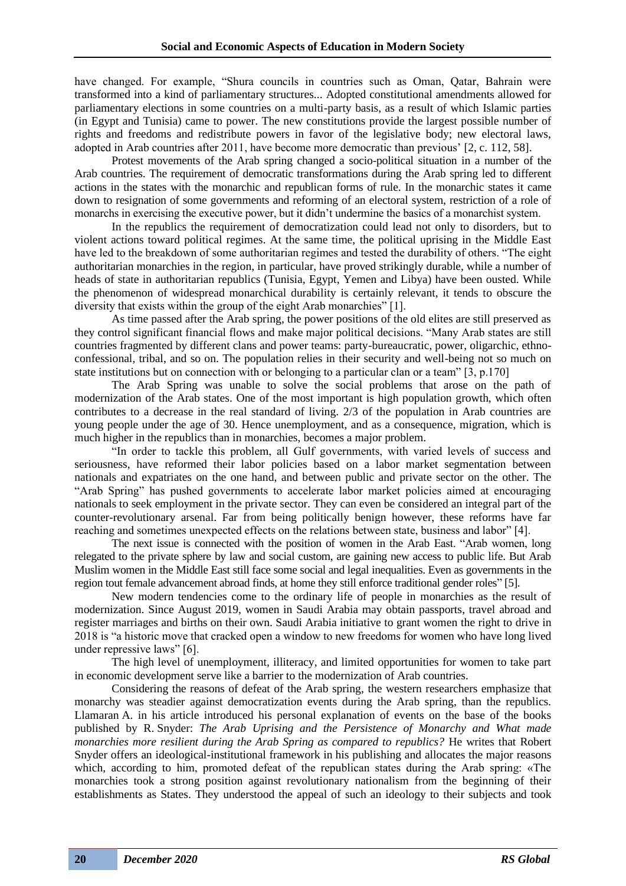have changed. For example, "Shura councils in countries such as Oman, Qatar, Bahrain were transformed into a kind of parliamentary structures... Adopted constitutional amendments allowed for parliamentary elections in some countries on a multi-party basis, as a result of which Islamic parties (in Egypt and Tunisia) came to power. The new constitutions provide the largest possible number of rights and freedoms and redistribute powers in favor of the legislative body; new electoral laws, adopted in Arab countries after 2011, have become more democratic than previous' [2, c. 112, 58].

Protest movements of the Arab spring changed a socio-political situation in a number of the Arab countries. The requirement of democratic transformations during the Arab spring led to different actions in the states with the monarchic and republican forms of rule. In the monarchic states it came down to resignation of some governments and reforming of an electoral system, restriction of a role of monarchs in exercising the executive power, but it didn't undermine the basics of a monarchist system.

In the republics the requirement of democratization could lead not only to disorders, but to violent actions toward political regimes. At the same time, the political uprising in the Middle East have led to the breakdown of some authoritarian regimes and tested the durability of others. "The eight authoritarian monarchies in the region, in particular, have proved strikingly durable, while a number of heads of state in authoritarian republics (Tunisia, Egypt, Yemen and Libya) have been ousted. While the phenomenon of widespread monarchical durability is certainly relevant, it tends to obscure the diversity that exists within the group of the eight Arab monarchies" [1].

As time passed after the Arab spring, the power positions of the old elites are still preserved as they control significant financial flows and make major political decisions. "Many Arab states are still countries fragmented by different clans and power teams: party-bureaucratic, power, oligarchic, ethno-confessional, tribal, and so on. The population relies in their security and well-being not so much on state institutions but on connection with or belonging to a particular clan or a team" [3, p.170]

The Arab Spring was unable to solve the social problems that arose on the path of modernization of the Arab states. One of the most important is high population growth, which often contributes to a decrease in the real standard of living. 2/3 of the population in Arab countries are young people under the age of 30. Hence unemployment, and as a consequence, migration, which is much higher in the republics than in monarchies, becomes a major problem.

"In order to tackle this problem, all Gulf governments, with varied levels of success and seriousness, have reformed their labor policies based on a labor market segmentation between nationals and expatriates on the one hand, and between public and private sector on the other. The "Arab Spring" has pushed governments to accelerate labor market policies aimed at encouraging nationals to seek employment in the private sector. They can even be considered an integral part of the counter-revolutionary arsenal. Far from being politically benign however, these reforms have far reaching and sometimes unexpected effects on the relations between state, business and labor" [4].

The next issue is connected with the position of women in the Arab East. "Arab women, long relegated to the private sphere by law and social custom, are gaining new access to public life. But Arab Muslim women in the Middle East still face some social and legal inequalities. Even as governments in the region tout female advancement abroad finds, at home they still enforce traditional gender roles" [5].

New modern tendencies come to the ordinary life of people in monarchies as the result of modernization. Since August 2019, women in Saudi Arabia may obtain passports, travel abroad and register marriages and births on their own. Saudi Arabia initiative to grant women the right to drive in 2018 is "a historic move that cracked open a window to new freedoms for women who have long lived under repressive laws" [6].

The high level of unemployment, illiteracy, and limited opportunities for women to take part in economic development serve like a barrier to the modernization of Arab countries.

Considering the reasons of defeat of the Arab spring, the western researchers emphasize that monarchy was steadier against democratization events during the Arab spring, than the republics. Llamaran A. in his article introduced his personal explanation of events on the base of the books published by R. Snyder: *The Arab Uprising and the Persistence of Monarchy and What made monarchies more resilient during the Arab Spring as compared to republics?* He writes that Robert Snyder offers an ideological-institutional framework in his publishing and allocates the major reasons which, according to him, promoted defeat of the republican states during the Arab spring: «The monarchies took a strong position against revolutionary nationalism from the beginning of their establishments as States. They understood the appeal of such an ideology to their subjects and took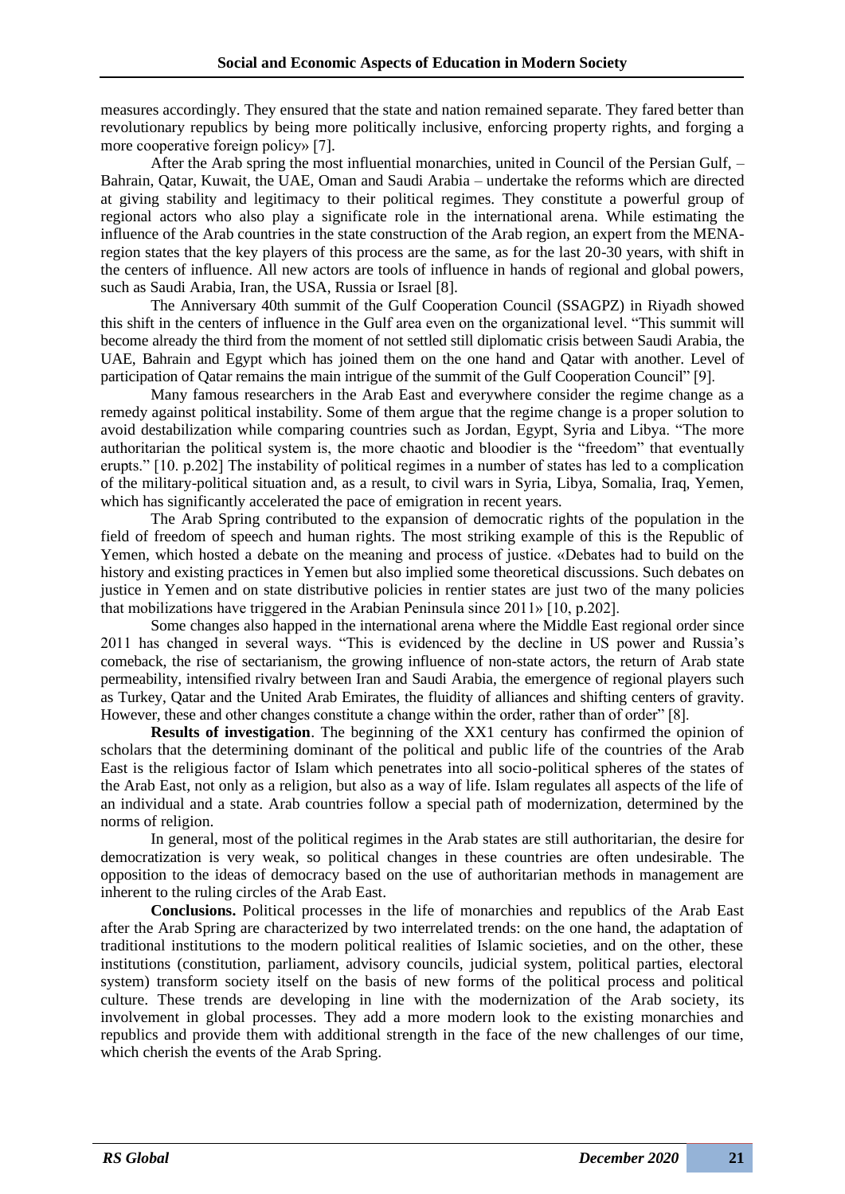measures accordingly. They ensured that the state and nation remained separate. They fared better than revolutionary republics by being more politically inclusive, enforcing property rights, and forging a more cooperative foreign policy» [7].

After the Arab spring the most influential monarchies, united in Council of the Persian Gulf, – Bahrain, Qatar, Kuwait, the UAE, Oman and Saudi Arabia – undertake the reforms which are directed at giving stability and legitimacy to their political regimes. They constitute a powerful group of regional actors who also play a significate role in the international arena. While estimating the influence of the Arab countries in the state construction of the Arab region, an expert from the MENA-region states that the key players of this process are the same, as for the last 20-30 years, with shift in the centers of influence. All new actors are tools of influence in hands of regional and global powers, such as Saudi Arabia, Iran, the USA, Russia or Israel [8].

The Anniversary 40th summit of the Gulf Cooperation Council (SSAGPZ) in Riyadh showed this shift in the centers of influence in the Gulf area even on the organizational level. "This summit will become already the third from the moment of not settled still diplomatic crisis between Saudi Arabia, the UAE, Bahrain and Egypt which has joined them on the one hand and Qatar with another. Level of participation of Qatar remains the main intrigue of the summit of the Gulf Cooperation Council" [9].

Many famous researchers in the Arab East and everywhere consider the regime change as a remedy against political instability. Some of them argue that the regime change is a proper solution to avoid destabilization while comparing countries such as Jordan, Egypt, Syria and Libya. "The more authoritarian the political system is, the more chaotic and bloodier is the "freedom" that eventually erupts." [10. p.202] The instability of political regimes in a number of states has led to a complication of the military-political situation and, as a result, to civil wars in Syria, Libya, Somalia, Iraq, Yemen, which has significantly accelerated the pace of emigration in recent years.

The Arab Spring contributed to the expansion of democratic rights of the population in the field of freedom of speech and human rights. The most striking example of this is the Republic of Yemen, which hosted a debate on the meaning and process of justice. «Debates had to build on the history and existing practices in Yemen but also implied some theoretical discussions. Such debates on justice in Yemen and on state distributive policies in rentier states are just two of the many policies that mobilizations have triggered in the Arabian Peninsula since 2011» [10, p.202].

Some changes also happed in the international arena where the Middle East regional order since 2011 has changed in several ways. "This is evidenced by the decline in US power and Russia's comeback, the rise of sectarianism, the growing influence of non-state actors, the return of Arab state permeability, intensified rivalry between Iran and Saudi Arabia, the emergence of regional players such as Turkey, Qatar and the United Arab Emirates, the fluidity of alliances and shifting centers of gravity. However, these and other changes constitute a change within the order, rather than of order" [8].

**Results of investigation**. The beginning of the XX1 century has confirmed the opinion of scholars that the determining dominant of the political and public life of the countries of the Arab East is the religious factor of Islam which penetrates into all socio-political spheres of the states of the Arab East, not only as a religion, but also as a way of life. Islam regulates all aspects of the life of an individual and a state. Arab countries follow a special path of modernization, determined by the norms of religion.

In general, most of the political regimes in the Arab states are still authoritarian, the desire for democratization is very weak, so political changes in these countries are often undesirable. The opposition to the ideas of democracy based on the use of authoritarian methods in management are inherent to the ruling circles of the Arab East.

**Conclusions.** Political processes in the life of monarchies and republics of the Arab East after the Arab Spring are characterized by two interrelated trends: on the one hand, the adaptation of traditional institutions to the modern political realities of Islamic societies, and on the other, these institutions (constitution, parliament, advisory councils, judicial system, political parties, electoral system) transform society itself on the basis of new forms of the political process and political culture. These trends are developing in line with the modernization of the Arab society, its involvement in global processes. They add a more modern look to the existing monarchies and republics and provide them with additional strength in the face of the new challenges of our time, which cherish the events of the Arab Spring.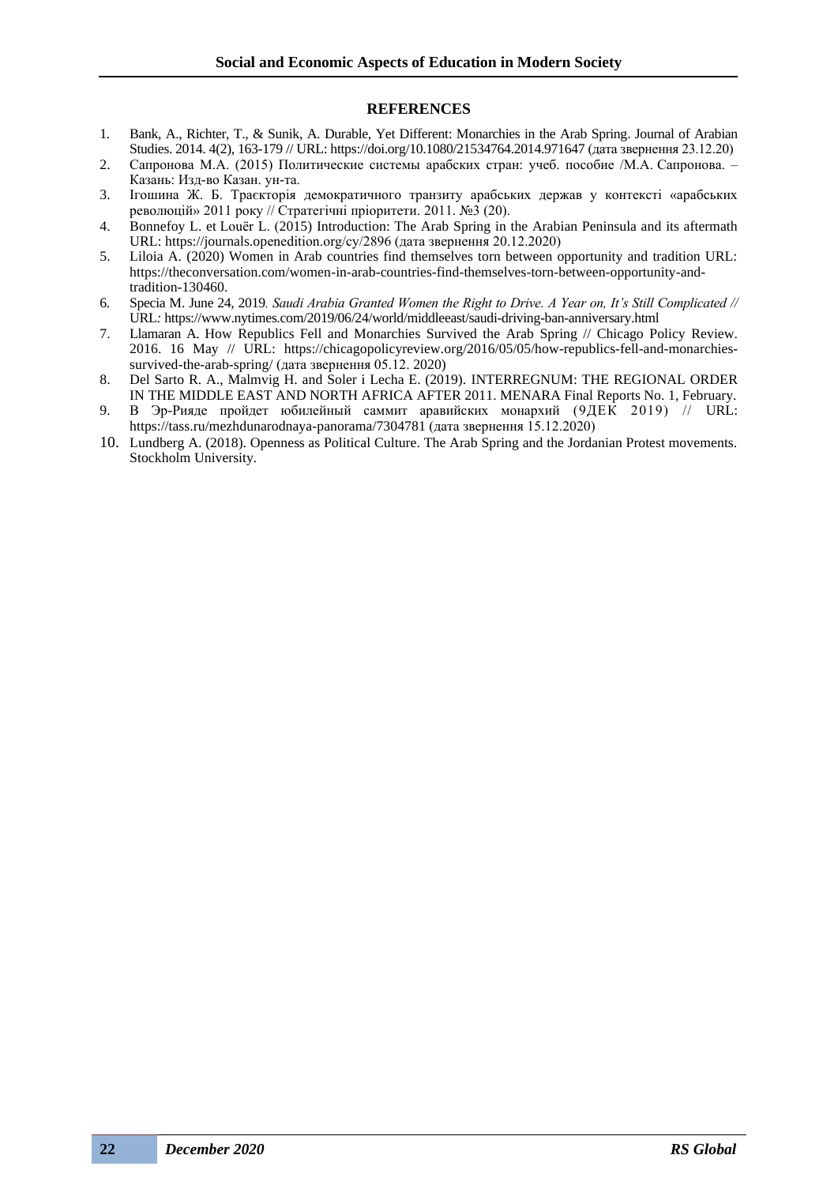## REFERENCES

1. Bank, A., Richter, T., & Sunik, A. Durable, Yet Different: Monarchies in the Arab Spring. Journal of Arabian Studies. 2014. 4(2), 163-179 // URL: https://doi.org/10.1080/21534764.2014.971647 (дата звернення 23.12.20)
2. Сапронова М.А. (2015) Политические системы арабских стран: учеб. пособие /М.А. Сапронова. – Казань: Изд-во Казан. ун-та.
3. Ігошина Ж. Б. Траєкторія демократичного транзиту арабських держав у контексті «арабських революцій» 2011 року // Стратегічні пріоритети. 2011. №3 (20).
4. Bonnefoy L. et Louër L. (2015) Introduction: The Arab Spring in the Arabian Peninsula and its aftermath URL: https://journals.openedition.org/cy/2896 (дата звернення 20.12.2020)
5. Liloia A. (2020) Women in Arab countries find themselves torn between opportunity and tradition URL: https://theconversation.com/women-in-arab-countries-find-themselves-torn-between-opportunity-and-tradition-130460.
6. Specia M. June 24, 2019. *Saudi Arabia Granted Women the Right to Drive. A Year on, It's Still Complicated //* URL: https://www.nytimes.com/2019/06/24/world/middleeast/saudi-driving-ban-anniversary.html
7. Llamaran A. How Republics Fell and Monarchies Survived the Arab Spring // Chicago Policy Review. 2016. 16 May // URL: https://chicagopolicyreview.org/2016/05/05/how-republics-fell-and-monarchies-survived-the-arab-spring/ (дата звернення 05.12. 2020)
8. Del Sarto R. A., Malmvig H. and Soler i Lecha E. (2019). INTERREGNUM: THE REGIONAL ORDER IN THE MIDDLE EAST AND NORTH AFRICA AFTER 2011. MENARA Final Reports No. 1, February.
9. В Эр-Рияде пройдет юбилейный саммит аравийских монархий (9ДЕК 2019) // URL: https://tass.ru/mezhdunarodnaya-panorama/7304781 (дата звернення 15.12.2020)
10. Lundberg A. (2018). Openness as Political Culture. The Arab Spring and the Jordanian Protest movements. Stockholm University.